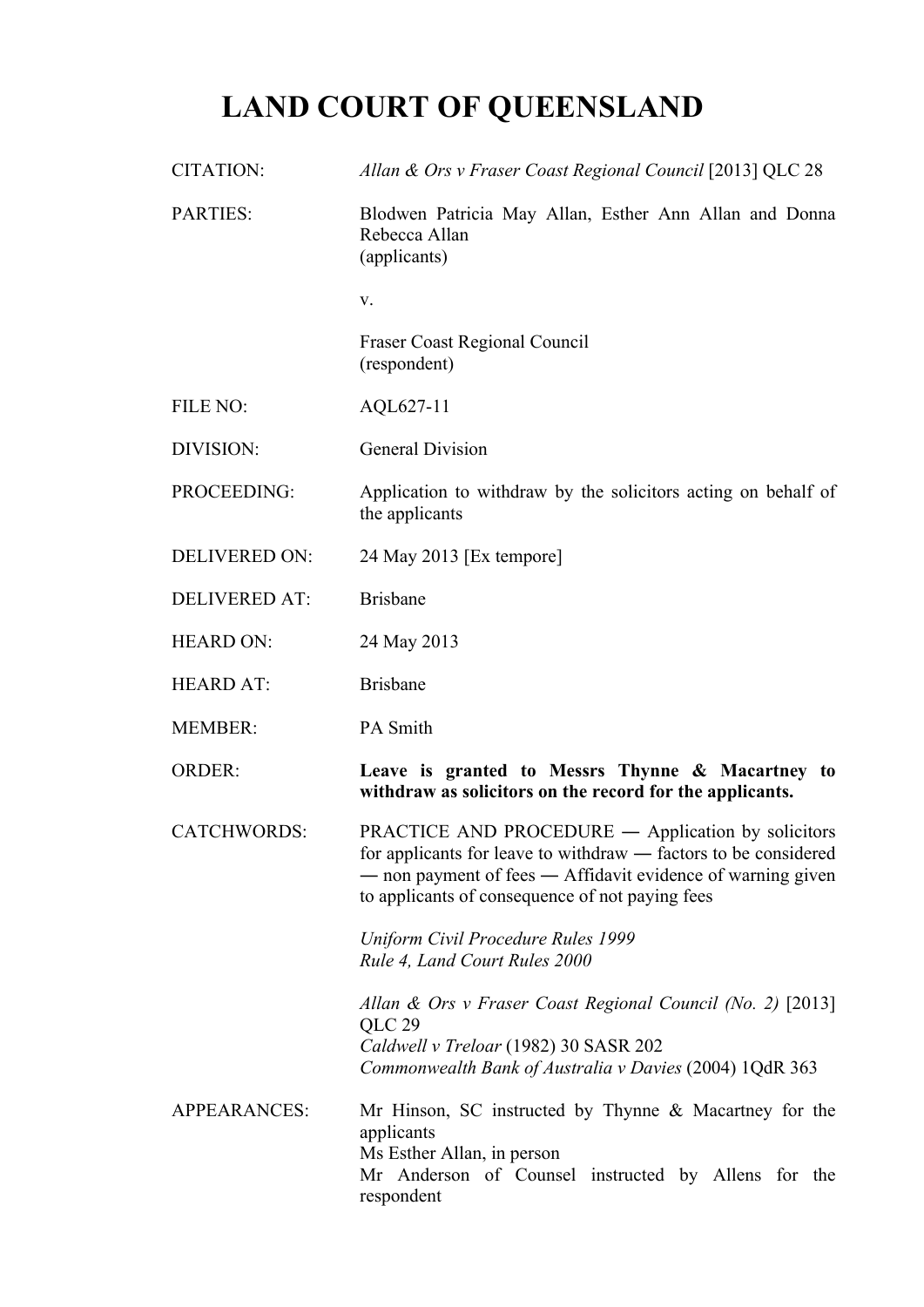# LAND COURT OF QUEENSLAND

| | |
|---|---|
| CITATION: | *Allan & Ors v Fraser Coast Regional Council* [2013] QLC 28 |
| PARTIES: | Blodwen Patricia May Allan, Esther Ann Allan and Donna Rebecca Allan<br>(applicants)<br><br>v.<br><br>Fraser Coast Regional Council<br>(respondent) |
| FILE NO: | AQL627-11 |
| DIVISION: | General Division |
| PROCEEDING: | Application to withdraw by the solicitors acting on behalf of the applicants |
| DELIVERED ON: | 24 May 2013 [Ex tempore] |
| DELIVERED AT: | Brisbane |
| HEARD ON: | 24 May 2013 |
| HEARD AT: | Brisbane |
| MEMBER: | PA Smith |
| ORDER: | **Leave is granted to Messrs Thynne & Macartney to withdraw as solicitors on the record for the applicants.** |
| CATCHWORDS: | PRACTICE AND PROCEDURE ― Application by solicitors for applicants for leave to withdraw ― factors to be considered ― non payment of fees ― Affidavit evidence of warning given to applicants of consequence of not paying fees<br><br>*Uniform Civil Procedure Rules 1999*<br>*Rule 4, Land Court Rules 2000*<br><br>*Allan & Ors v Fraser Coast Regional Council (No. 2)* [2013] QLC 29<br>*Caldwell v Treloar* (1982) 30 SASR 202<br>*Commonwealth Bank of Australia v Davies* (2004) 1QdR 363 |
| APPEARANCES: | Mr Hinson, SC instructed by Thynne & Macartney for the applicants<br>Ms Esther Allan, in person<br>Mr Anderson of Counsel instructed by Allens for the respondent |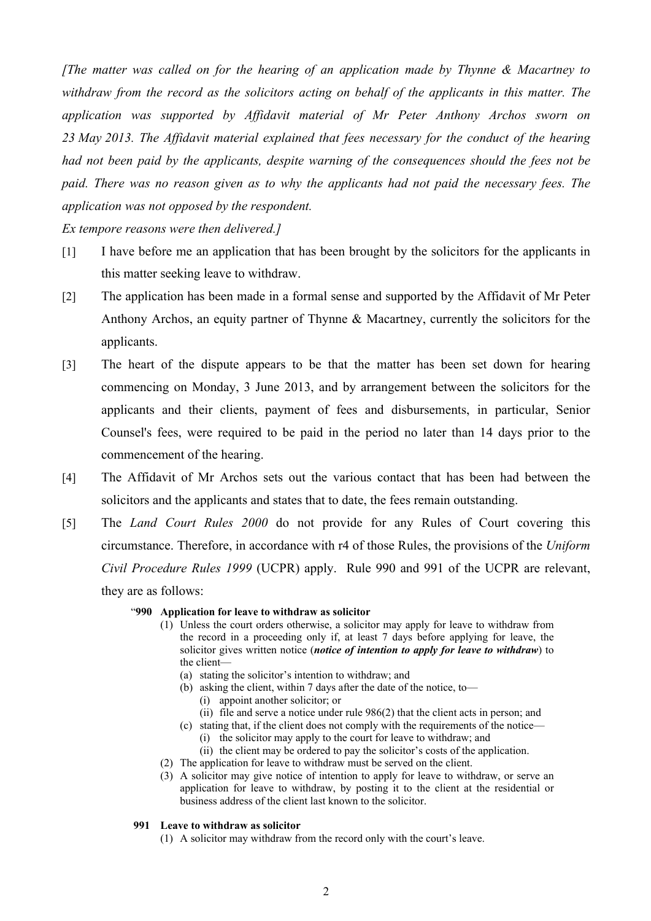*[The matter was called on for the hearing of an application made by Thynne & Macartney to withdraw from the record as the solicitors acting on behalf of the applicants in this matter. The application was supported by Affidavit material of Mr Peter Anthony Archos sworn on 23 May 2013. The Affidavit material explained that fees necessary for the conduct of the hearing had not been paid by the applicants, despite warning of the consequences should the fees not be paid. There was no reason given as to why the applicants had not paid the necessary fees. The application was not opposed by the respondent.*

*Ex tempore reasons were then delivered.]*

[1] I have before me an application that has been brought by the solicitors for the applicants in this matter seeking leave to withdraw.

[2] The application has been made in a formal sense and supported by the Affidavit of Mr Peter Anthony Archos, an equity partner of Thynne & Macartney, currently the solicitors for the applicants.

[3] The heart of the dispute appears to be that the matter has been set down for hearing commencing on Monday, 3 June 2013, and by arrangement between the solicitors for the applicants and their clients, payment of fees and disbursements, in particular, Senior Counsel's fees, were required to be paid in the period no later than 14 days prior to the commencement of the hearing.

[4] The Affidavit of Mr Archos sets out the various contact that has been had between the solicitors and the applicants and states that to date, the fees remain outstanding.

[5] The *Land Court Rules 2000* do not provide for any Rules of Court covering this circumstance. Therefore, in accordance with r4 of those Rules, the provisions of the *Uniform Civil Procedure Rules 1999* (UCPR) apply. Rule 990 and 991 of the UCPR are relevant, they are as follows:

> "**990 Application for leave to withdraw as solicitor**
>
> (1) Unless the court orders otherwise, a solicitor may apply for leave to withdraw from the record in a proceeding only if, at least 7 days before applying for leave, the solicitor gives written notice (***notice of intention to apply for leave to withdraw***) to the client—
>
> (a) stating the solicitor's intention to withdraw; and
>
> (b) asking the client, within 7 days after the date of the notice, to—
>
> (i) appoint another solicitor; or
>
> (ii) file and serve a notice under rule 986(2) that the client acts in person; and
>
> (c) stating that, if the client does not comply with the requirements of the notice—
>
> (i) the solicitor may apply to the court for leave to withdraw; and
>
> (ii) the client may be ordered to pay the solicitor's costs of the application.
>
> (2) The application for leave to withdraw must be served on the client.
>
> (3) A solicitor may give notice of intention to apply for leave to withdraw, or serve an application for leave to withdraw, by posting it to the client at the residential or business address of the client last known to the solicitor.
>
> **991 Leave to withdraw as solicitor**
>
> (1) A solicitor may withdraw from the record only with the court's leave.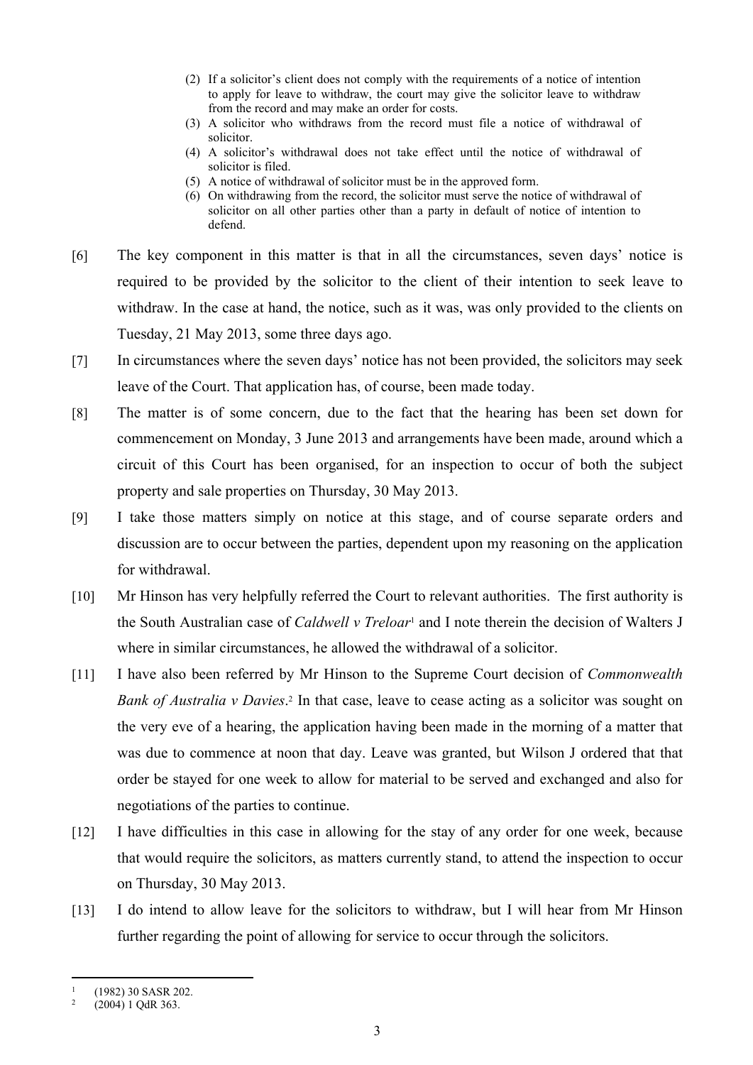(2) If a solicitor's client does not comply with the requirements of a notice of intention to apply for leave to withdraw, the court may give the solicitor leave to withdraw from the record and may make an order for costs.

(3) A solicitor who withdraws from the record must file a notice of withdrawal of solicitor.

(4) A solicitor's withdrawal does not take effect until the notice of withdrawal of solicitor is filed.

(5) A notice of withdrawal of solicitor must be in the approved form.

(6) On withdrawing from the record, the solicitor must serve the notice of withdrawal of solicitor on all other parties other than a party in default of notice of intention to defend.

[6] The key component in this matter is that in all the circumstances, seven days' notice is required to be provided by the solicitor to the client of their intention to seek leave to withdraw. In the case at hand, the notice, such as it was, was only provided to the clients on Tuesday, 21 May 2013, some three days ago.

[7] In circumstances where the seven days' notice has not been provided, the solicitors may seek leave of the Court. That application has, of course, been made today.

[8] The matter is of some concern, due to the fact that the hearing has been set down for commencement on Monday, 3 June 2013 and arrangements have been made, around which a circuit of this Court has been organised, for an inspection to occur of both the subject property and sale properties on Thursday, 30 May 2013.

[9] I take those matters simply on notice at this stage, and of course separate orders and discussion are to occur between the parties, dependent upon my reasoning on the application for withdrawal.

[10] Mr Hinson has very helpfully referred the Court to relevant authorities. The first authority is the South Australian case of *Caldwell v Treloar*[1] and I note therein the decision of Walters J where in similar circumstances, he allowed the withdrawal of a solicitor.

[11] I have also been referred by Mr Hinson to the Supreme Court decision of *Commonwealth Bank of Australia v Davies*.[2] In that case, leave to cease acting as a solicitor was sought on the very eve of a hearing, the application having been made in the morning of a matter that was due to commence at noon that day. Leave was granted, but Wilson J ordered that that order be stayed for one week to allow for material to be served and exchanged and also for negotiations of the parties to continue.

[12] I have difficulties in this case in allowing for the stay of any order for one week, because that would require the solicitors, as matters currently stand, to attend the inspection to occur on Thursday, 30 May 2013.

[13] I do intend to allow leave for the solicitors to withdraw, but I will hear from Mr Hinson further regarding the point of allowing for service to occur through the solicitors.

---

[1] (1982) 30 SASR 202.

[2] (2004) 1 QdR 363.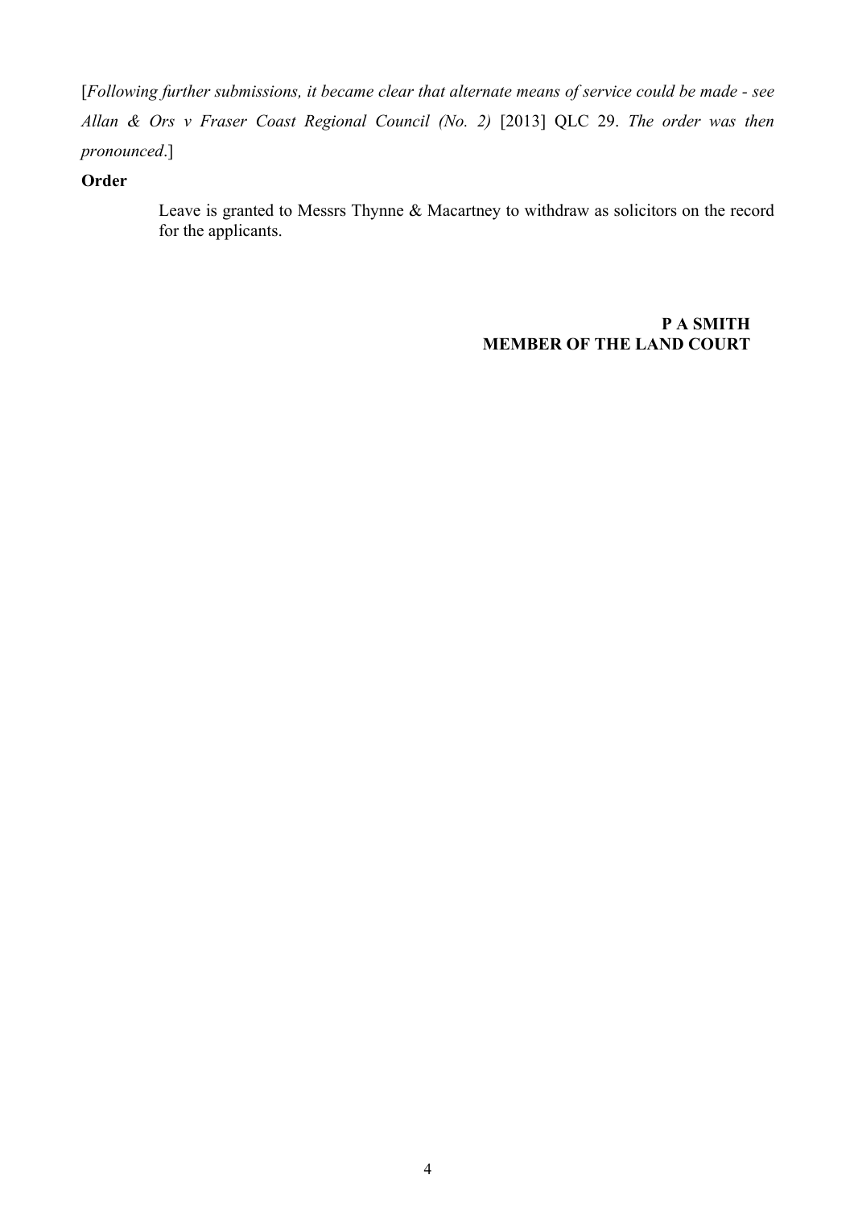[*Following further submissions, it became clear that alternate means of service could be made - see Allan & Ors v Fraser Coast Regional Council (No. 2)* [2013] QLC 29. *The order was then pronounced*.]

**Order**

Leave is granted to Messrs Thynne & Macartney to withdraw as solicitors on the record for the applicants.

**P A SMITH**
**MEMBER OF THE LAND COURT**